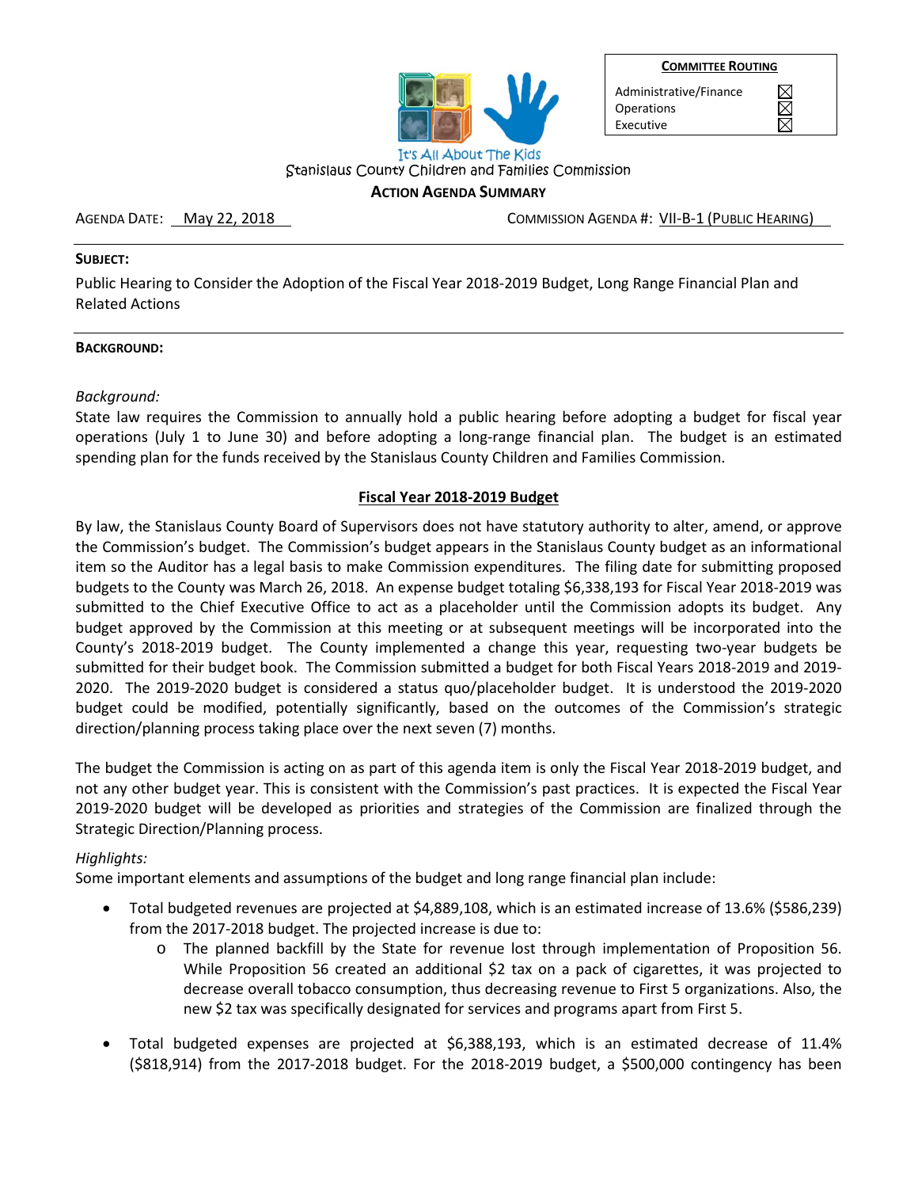| COMMITTEE ROUTING | |
|---|---|
| Administrative/Finance | ☒ |
| Operations | ☒ |
| Executive | ☒ |

It's All About The Kids

Stanislaus County Children and Families Commission

**ACTION AGENDA SUMMARY**

AGENDA DATE: May 22, 2018 COMMISSION AGENDA #: VII-B-1 (PUBLIC HEARING)

**SUBJECT:**

Public Hearing to Consider the Adoption of the Fiscal Year 2018-2019 Budget, Long Range Financial Plan and Related Actions

**BACKGROUND:**

*Background:*

State law requires the Commission to annually hold a public hearing before adopting a budget for fiscal year operations (July 1 to June 30) and before adopting a long-range financial plan. The budget is an estimated spending plan for the funds received by the Stanislaus County Children and Families Commission.

**Fiscal Year 2018-2019 Budget**

By law, the Stanislaus County Board of Supervisors does not have statutory authority to alter, amend, or approve the Commission's budget. The Commission's budget appears in the Stanislaus County budget as an informational item so the Auditor has a legal basis to make Commission expenditures. The filing date for submitting proposed budgets to the County was March 26, 2018. An expense budget totaling $6,338,193 for Fiscal Year 2018-2019 was submitted to the Chief Executive Office to act as a placeholder until the Commission adopts its budget. Any budget approved by the Commission at this meeting or at subsequent meetings will be incorporated into the County's 2018-2019 budget. The County implemented a change this year, requesting two-year budgets be submitted for their budget book. The Commission submitted a budget for both Fiscal Years 2018-2019 and 2019-2020. The 2019-2020 budget is considered a status quo/placeholder budget. It is understood the 2019-2020 budget could be modified, potentially significantly, based on the outcomes of the Commission's strategic direction/planning process taking place over the next seven (7) months.

The budget the Commission is acting on as part of this agenda item is only the Fiscal Year 2018-2019 budget, and not any other budget year. This is consistent with the Commission's past practices. It is expected the Fiscal Year 2019-2020 budget will be developed as priorities and strategies of the Commission are finalized through the Strategic Direction/Planning process.

*Highlights:*

Some important elements and assumptions of the budget and long range financial plan include:

- Total budgeted revenues are projected at $4,889,108, which is an estimated increase of 13.6% ($586,239) from the 2017-2018 budget. The projected increase is due to:
  - The planned backfill by the State for revenue lost through implementation of Proposition 56. While Proposition 56 created an additional $2 tax on a pack of cigarettes, it was projected to decrease overall tobacco consumption, thus decreasing revenue to First 5 organizations. Also, the new $2 tax was specifically designated for services and programs apart from First 5.

- Total budgeted expenses are projected at $6,388,193, which is an estimated decrease of 11.4% ($818,914) from the 2017-2018 budget. For the 2018-2019 budget, a $500,000 contingency has been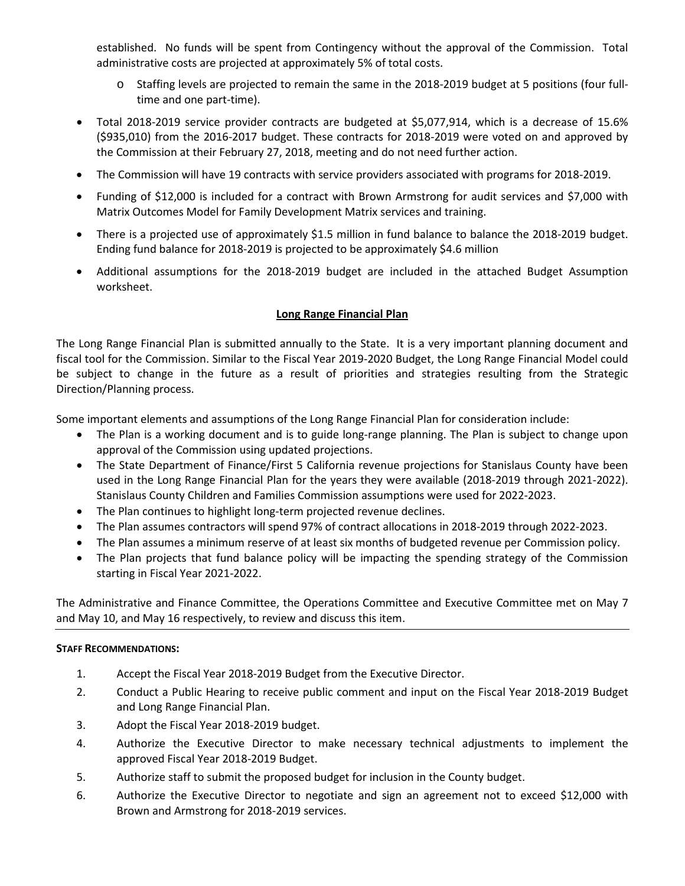established. No funds will be spent from Contingency without the approval of the Commission. Total administrative costs are projected at approximately 5% of total costs.

  - Staffing levels are projected to remain the same in the 2018-2019 budget at 5 positions (four full-time and one part-time).

- Total 2018-2019 service provider contracts are budgeted at $5,077,914, which is a decrease of 15.6% ($935,010) from the 2016-2017 budget. These contracts for 2018-2019 were voted on and approved by the Commission at their February 27, 2018, meeting and do not need further action.
- The Commission will have 19 contracts with service providers associated with programs for 2018-2019.
- Funding of $12,000 is included for a contract with Brown Armstrong for audit services and $7,000 with Matrix Outcomes Model for Family Development Matrix services and training.
- There is a projected use of approximately $1.5 million in fund balance to balance the 2018-2019 budget. Ending fund balance for 2018-2019 is projected to be approximately $4.6 million
- Additional assumptions for the 2018-2019 budget are included in the attached Budget Assumption worksheet.

## Long Range Financial Plan

The Long Range Financial Plan is submitted annually to the State. It is a very important planning document and fiscal tool for the Commission. Similar to the Fiscal Year 2019-2020 Budget, the Long Range Financial Model could be subject to change in the future as a result of priorities and strategies resulting from the Strategic Direction/Planning process.

Some important elements and assumptions of the Long Range Financial Plan for consideration include:

- The Plan is a working document and is to guide long-range planning. The Plan is subject to change upon approval of the Commission using updated projections.
- The State Department of Finance/First 5 California revenue projections for Stanislaus County have been used in the Long Range Financial Plan for the years they were available (2018-2019 through 2021-2022). Stanislaus County Children and Families Commission assumptions were used for 2022-2023.
- The Plan continues to highlight long-term projected revenue declines.
- The Plan assumes contractors will spend 97% of contract allocations in 2018-2019 through 2022-2023.
- The Plan assumes a minimum reserve of at least six months of budgeted revenue per Commission policy.
- The Plan projects that fund balance policy will be impacting the spending strategy of the Commission starting in Fiscal Year 2021-2022.

The Administrative and Finance Committee, the Operations Committee and Executive Committee met on May 7 and May 10, and May 16 respectively, to review and discuss this item.

**STAFF RECOMMENDATIONS:**

1. Accept the Fiscal Year 2018-2019 Budget from the Executive Director.
2. Conduct a Public Hearing to receive public comment and input on the Fiscal Year 2018-2019 Budget and Long Range Financial Plan.
3. Adopt the Fiscal Year 2018-2019 budget.
4. Authorize the Executive Director to make necessary technical adjustments to implement the approved Fiscal Year 2018-2019 Budget.
5. Authorize staff to submit the proposed budget for inclusion in the County budget.
6. Authorize the Executive Director to negotiate and sign an agreement not to exceed $12,000 with Brown and Armstrong for 2018-2019 services.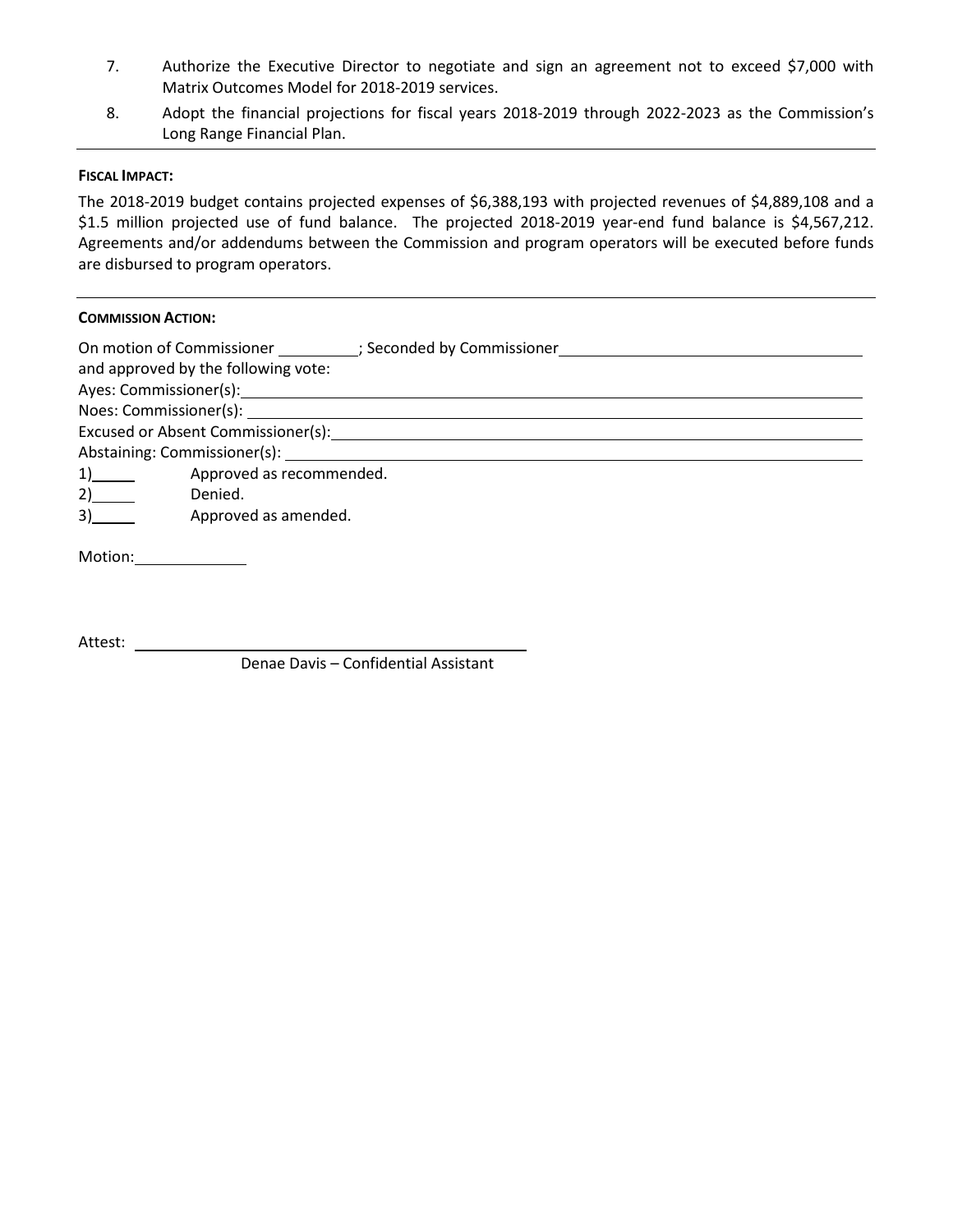7. Authorize the Executive Director to negotiate and sign an agreement not to exceed $7,000 with Matrix Outcomes Model for 2018-2019 services.
8. Adopt the financial projections for fiscal years 2018-2019 through 2022-2023 as the Commission's Long Range Financial Plan.

---

**FISCAL IMPACT:**

The 2018-2019 budget contains projected expenses of $6,388,193 with projected revenues of $4,889,108 and a $1.5 million projected use of fund balance. The projected 2018-2019 year-end fund balance is $4,567,212. Agreements and/or addendums between the Commission and program operators will be executed before funds are disbursed to program operators.

---

**COMMISSION ACTION:**

On motion of Commissioner \_\_\_\_\_\_\_\_\_\_; Seconded by Commissioner \_\_\_\_\_\_\_\_\_\_\_\_\_\_\_\_\_\_\_\_\_\_\_\_\_\_\_\_\_\_\_\_\_\_\_\_
and approved by the following vote:
Ayes: Commissioner(s): \_\_\_\_\_\_\_\_\_\_\_\_\_\_\_\_\_\_\_\_\_\_\_\_\_\_\_\_\_\_\_\_\_\_\_\_\_\_\_\_\_\_\_\_\_\_\_\_\_\_\_\_\_\_\_\_
Noes: Commissioner(s): \_\_\_\_\_\_\_\_\_\_\_\_\_\_\_\_\_\_\_\_\_\_\_\_\_\_\_\_\_\_\_\_\_\_\_\_\_\_\_\_\_\_\_\_\_\_\_\_\_\_\_\_\_\_\_\_
Excused or Absent Commissioner(s): \_\_\_\_\_\_\_\_\_\_\_\_\_\_\_\_\_\_\_\_\_\_\_\_\_\_\_\_\_\_\_\_\_\_\_\_\_\_\_\_\_\_\_\_\_\_
Abstaining: Commissioner(s): \_\_\_\_\_\_\_\_\_\_\_\_\_\_\_\_\_\_\_\_\_\_\_\_\_\_\_\_\_\_\_\_\_\_\_\_\_\_\_\_\_\_\_\_\_\_\_\_\_\_

1)\_\_\_\_\_ Approved as recommended.
2)\_\_\_\_\_ Denied.
3)\_\_\_\_\_ Approved as amended.

Motion: \_\_\_\_\_\_\_\_\_\_\_\_\_

Attest: \_\_\_\_\_\_\_\_\_\_\_\_\_\_\_\_\_\_\_\_\_\_\_\_\_\_\_\_\_\_\_\_\_\_\_\_\_\_\_\_\_\_\_\_\_\_
Denae Davis – Confidential Assistant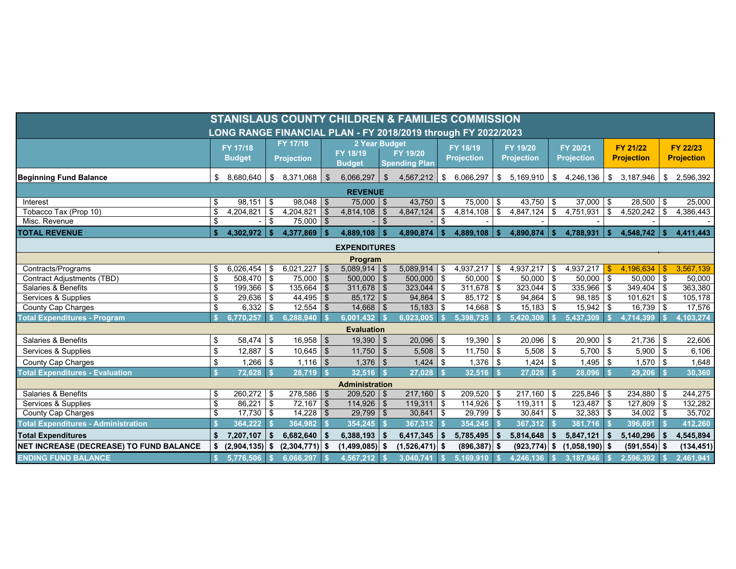# STANISLAUS COUNTY CHILDREN & FAMILIES COMMISSION

## LONG RANGE FINANCIAL PLAN - FY 2018/2019 through FY 2022/2023

| | FY 17/18 Budget | FY 17/18 Projection | 2 Year Budget FY 18/19 Budget | 2 Year Budget FY 19/20 Spending Plan | FY 18/19 Projection | FY 19/20 Projection | FY 20/21 Projection | FY 21/22 Projection | FY 22/23 Projection |
|---|---|---|---|---|---|---|---|---|---|
| **Beginning Fund Balance** | $ 8,680,640 | $ 8,371,068 | $ 6,066,297 | $ 4,567,212 | $ 6,066,297 | $ 5,169,910 | $ 4,246,136 | $ 3,187,946 | $ 2,596,392 |
| **REVENUE** | | | | | | | | | |
| Interest | $ 98,151 | $ 98,048 | $ 75,000 | $ 43,750 | $ 75,000 | $ 43,750 | $ 37,000 | $ 28,500 | $ 25,000 |
| Tobacco Tax (Prop 10) | $ 4,204,821 | $ 4,204,821 | $ 4,814,108 | $ 4,847,124 | $ 4,814,108 | $ 4,847,124 | $ 4,751,931 | $ 4,520,242 | $ 4,386,443 |
| Misc. Revenue | $ - | $ 75,000 | $ - | $ - | $ - | - | - | - | - |
| **TOTAL REVENUE** | **$ 4,302,972** | **$ 4,377,869** | **$ 4,889,108** | **$ 4,890,874** | **$ 4,889,108** | **$ 4,890,874** | **$ 4,788,931** | **$ 4,548,742** | **$ 4,411,443** |
| **EXPENDITURES** | | | | | | | | | |
| **Program** | | | | | | | | | |
| Contracts/Programs | $ 6,026,454 | $ 6,021,227 | $ 5,089,914 | $ 5,089,914 | $ 4,937,217 | $ 4,937,217 | $ 4,937,217 | $ 4,196,634 | $ 3,567,139 |
| Contract Adjustments (TBD) | $ 508,470 | $ 75,000 | $ 500,000 | $ 500,000 | $ 50,000 | $ 50,000 | $ 50,000 | $ 50,000 | $ 50,000 |
| Salaries & Benefits | $ 199,366 | $ 135,664 | $ 311,678 | $ 323,044 | $ 311,678 | $ 323,044 | $ 335,966 | $ 349,404 | $ 363,380 |
| Services & Supplies | $ 29,636 | $ 44,495 | $ 85,172 | $ 94,864 | $ 85,172 | $ 94,864 | $ 98,185 | $ 101,621 | $ 105,178 |
| County Cap Charges | $ 6,332 | $ 12,554 | $ 14,668 | $ 15,183 | $ 14,668 | $ 15,183 | $ 15,942 | $ 16,739 | $ 17,576 |
| **Total Expenditures - Program** | **$ 6,770,257** | **$ 6,288,940** | **$ 6,001,432** | **$ 6,023,005** | **$ 5,398,735** | **$ 5,420,308** | **$ 5,437,309** | **$ 4,714,399** | **$ 4,103,274** |
| **Evaluation** | | | | | | | | | |
| Salaries & Benefits | $ 58,474 | $ 16,958 | $ 19,390 | $ 20,096 | $ 19,390 | $ 20,096 | $ 20,900 | $ 21,736 | $ 22,606 |
| Services & Supplies | $ 12,887 | $ 10,645 | $ 11,750 | $ 5,508 | $ 11,750 | $ 5,508 | $ 5,700 | $ 5,900 | $ 6,106 |
| County Cap Charges | $ 1,266 | $ 1,116 | $ 1,376 | $ 1,424 | $ 1,376 | $ 1,424 | $ 1,495 | $ 1,570 | $ 1,648 |
| **Total Expenditures - Evaluation** | **$ 72,628** | **$ 28,719** | **$ 32,516** | **$ 27,028** | **$ 32,516** | **$ 27,028** | **$ 28,096** | **$ 29,206** | **$ 30,360** |
| **Administration** | | | | | | | | | |
| Salaries & Benefits | $ 260,272 | $ 278,586 | $ 209,520 | $ 217,160 | $ 209,520 | $ 217,160 | $ 225,846 | $ 234,880 | $ 244,275 |
| Services & Supplies | $ 86,221 | $ 72,167 | $ 114,926 | $ 119,311 | $ 114,926 | $ 119,311 | $ 123,487 | $ 127,809 | $ 132,282 |
| County Cap Charges | $ 17,730 | $ 14,228 | $ 29,799 | $ 30,841 | $ 29,799 | $ 30,841 | $ 32,383 | $ 34,002 | $ 35,702 |
| **Total Expenditures - Administration** | **$ 364,222** | **$ 364,982** | **$ 354,245** | **$ 367,312** | **$ 354,245** | **$ 367,312** | **$ 381,716** | **$ 396,691** | **$ 412,260** |
| **Total Expenditures** | **$ 7,207,107** | **$ 6,682,640** | **$ 6,388,193** | **$ 6,417,345** | **$ 5,785,495** | **$ 5,814,648** | **$ 5,847,121** | **$ 5,140,296** | **$ 4,545,894** |
| **NET INCREASE (DECREASE) TO FUND BALANCE** | **$ (2,904,135)** | **$ (2,304,771)** | **$ (1,499,085)** | **$ (1,526,471)** | **$ (896,387)** | **$ (923,774)** | **$ (1,058,190)** | **$ (591,554)** | **$ (134,451)** |
| **ENDING FUND BALANCE** | **$ 5,776,506** | **$ 6,066,297** | **$ 4,567,212** | **$ 3,040,741** | **$ 5,169,910** | **$ 4,246,136** | **$ 3,187,946** | **$ 2,596,392** | **$ 2,461,941** |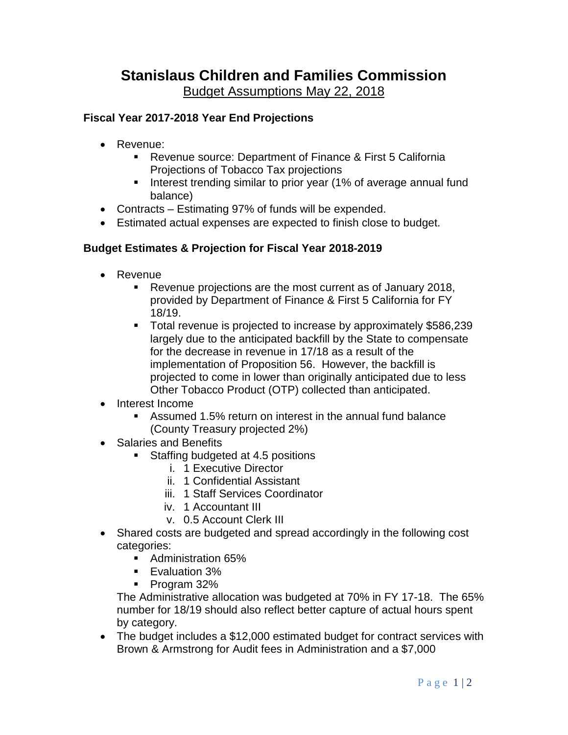# Stanislaus Children and Families Commission

Budget Assumptions May 22, 2018

### Fiscal Year 2017-2018 Year End Projections

- Revenue:
  - Revenue source: Department of Finance & First 5 California Projections of Tobacco Tax projections
  - Interest trending similar to prior year (1% of average annual fund balance)
- Contracts – Estimating 97% of funds will be expended.
- Estimated actual expenses are expected to finish close to budget.

### Budget Estimates & Projection for Fiscal Year 2018-2019

- Revenue
  - Revenue projections are the most current as of January 2018, provided by Department of Finance & First 5 California for FY 18/19.
  - Total revenue is projected to increase by approximately $586,239 largely due to the anticipated backfill by the State to compensate for the decrease in revenue in 17/18 as a result of the implementation of Proposition 56. However, the backfill is projected to come in lower than originally anticipated due to less Other Tobacco Product (OTP) collected than anticipated.
- Interest Income
  - Assumed 1.5% return on interest in the annual fund balance (County Treasury projected 2%)
- Salaries and Benefits
  - Staffing budgeted at 4.5 positions
    1. 1 Executive Director
    2. 1 Confidential Assistant
    3. 1 Staff Services Coordinator
    4. 1 Accountant III
    5. 0.5 Account Clerk III
- Shared costs are budgeted and spread accordingly in the following cost categories:
  - Administration 65%
  - Evaluation 3%
  - Program 32%

  The Administrative allocation was budgeted at 70% in FY 17-18. The 65% number for 18/19 should also reflect better capture of actual hours spent by category.
- The budget includes a $12,000 estimated budget for contract services with Brown & Armstrong for Audit fees in Administration and a $7,000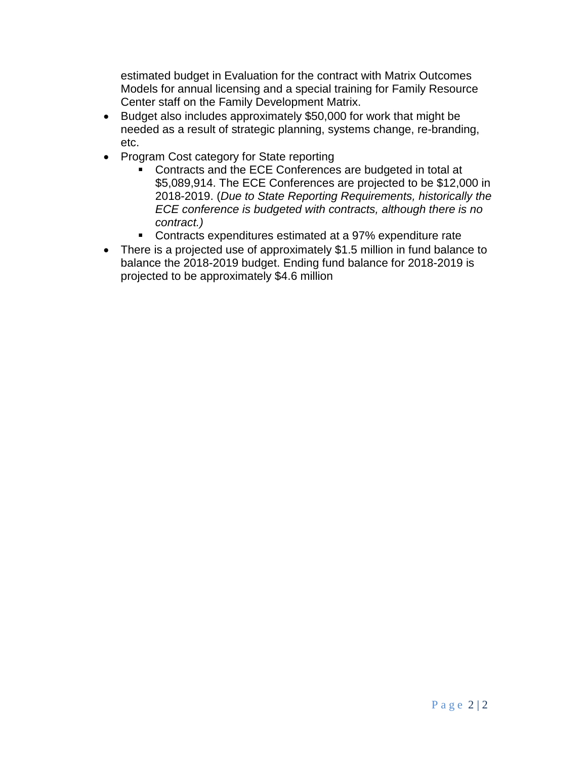estimated budget in Evaluation for the contract with Matrix Outcomes Models for annual licensing and a special training for Family Resource Center staff on the Family Development Matrix.

- Budget also includes approximately $50,000 for work that might be needed as a result of strategic planning, systems change, re-branding, etc.
- Program Cost category for State reporting
  - Contracts and the ECE Conferences are budgeted in total at $5,089,914. The ECE Conferences are projected to be $12,000 in 2018-2019. (*Due to State Reporting Requirements, historically the ECE conference is budgeted with contracts, although there is no contract.)*
  - Contracts expenditures estimated at a 97% expenditure rate
- There is a projected use of approximately $1.5 million in fund balance to balance the 2018-2019 budget. Ending fund balance for 2018-2019 is projected to be approximately $4.6 million